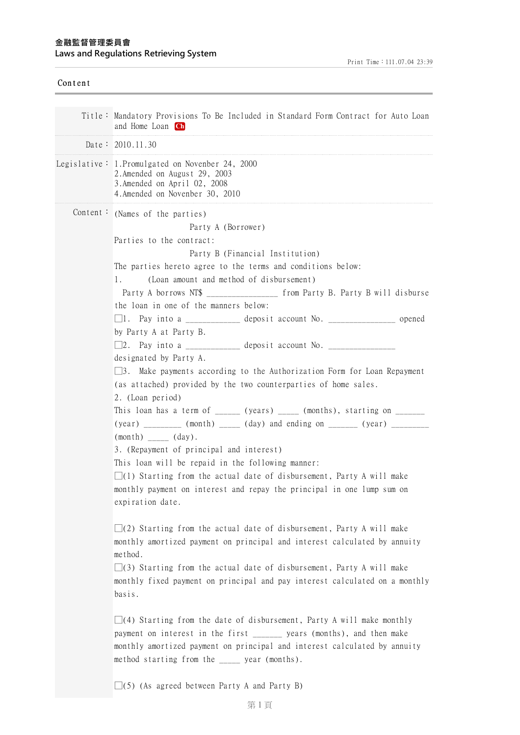金融監督管理委員會
Laws and Regulations Retrieving System

Content

| | |
|---|---|
| Title： | Mandatory Provisions To Be Included in Standard Form Contract for Auto Loan and Home Loan Ch |
| Date： | 2010.11.30 |
| Legislative： | 1.Promulgated on Novenber 24, 2000<br>2.Amended on August 29, 2003<br>3.Amended on April 02, 2008<br>4.Amended on Novenber 30, 2010 |

Content：

(Names of the parties)

Party A (Borrower)

Parties to the contract:

Party B (Financial Institution)

The parties hereto agree to the terms and conditions below:

1. (Loan amount and method of disbursement)

Party A borrows NT$ ________________ from Party B. Party B will disburse the loan in one of the manners below:

☐1. Pay into a ____________ deposit account No. ________________ opened by Party A at Party B.

☐2. Pay into a ____________ deposit account No. ________________ designated by Party A.

☐3. Make payments according to the Authorization Form for Loan Repayment (as attached) provided by the two counterparties of home sales.

2. (Loan period)

This loan has a term of ______ (years) _____ (months), starting on _______ (year) _________ (month) _____ (day) and ending on _______ (year) _________ (month) _____ (day).

3. (Repayment of principal and interest)

This loan will be repaid in the following manner:

☐(1) Starting from the actual date of disbursement, Party A will make monthly payment on interest and repay the principal in one lump sum on expiration date.

☐(2) Starting from the actual date of disbursement, Party A will make monthly amortized payment on principal and interest calculated by annuity method.

☐(3) Starting from the actual date of disbursement, Party A will make monthly fixed payment on principal and pay interest calculated on a monthly basis.

☐(4) Starting from the date of disbursement, Party A will make monthly payment on interest in the first _______ years (months), and then make monthly amortized payment on principal and interest calculated by annuity method starting from the _____ year (months).

☐(5) (As agreed between Party A and Party B)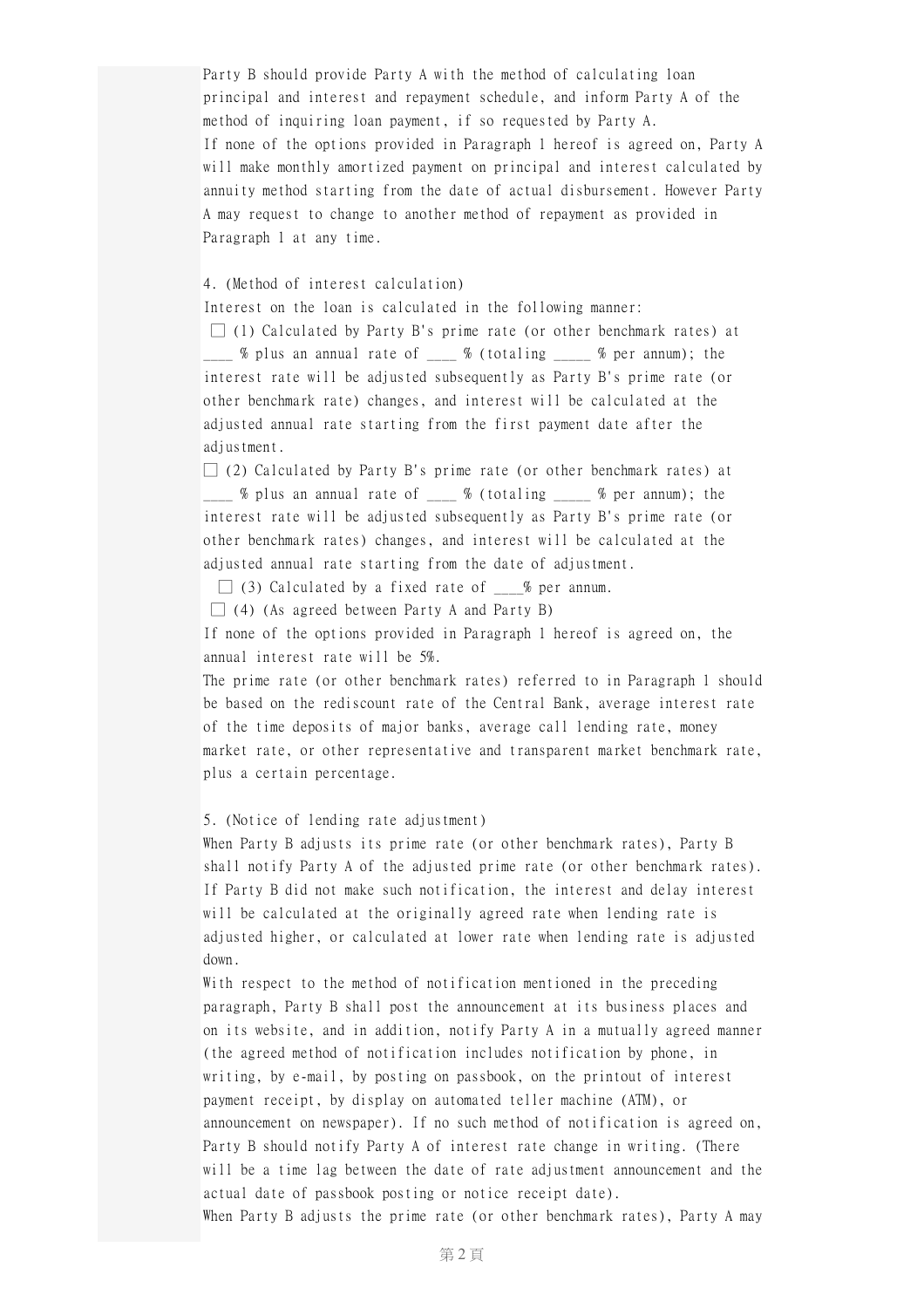Party B should provide Party A with the method of calculating loan principal and interest and repayment schedule, and inform Party A of the method of inquiring loan payment, if so requested by Party A.

If none of the options provided in Paragraph 1 hereof is agreed on, Party A will make monthly amortized payment on principal and interest calculated by annuity method starting from the date of actual disbursement. However Party A may request to change to another method of repayment as provided in Paragraph 1 at any time.

4. (Method of interest calculation)

Interest on the loan is calculated in the following manner:

☐ (1) Calculated by Party B's prime rate (or other benchmark rates) at ____ % plus an annual rate of ____ % (totaling _____ % per annum); the interest rate will be adjusted subsequently as Party B's prime rate (or other benchmark rate) changes, and interest will be calculated at the adjusted annual rate starting from the first payment date after the adjustment.

☐ (2) Calculated by Party B's prime rate (or other benchmark rates) at ____ % plus an annual rate of ____ % (totaling _____ % per annum); the interest rate will be adjusted subsequently as Party B's prime rate (or other benchmark rates) changes, and interest will be calculated at the adjusted annual rate starting from the date of adjustment.

☐ (3) Calculated by a fixed rate of ____% per annum.

☐ (4) (As agreed between Party A and Party B)

If none of the options provided in Paragraph 1 hereof is agreed on, the annual interest rate will be 5%.

The prime rate (or other benchmark rates) referred to in Paragraph 1 should be based on the rediscount rate of the Central Bank, average interest rate of the time deposits of major banks, average call lending rate, money market rate, or other representative and transparent market benchmark rate, plus a certain percentage.

5. (Notice of lending rate adjustment)

When Party B adjusts its prime rate (or other benchmark rates), Party B shall notify Party A of the adjusted prime rate (or other benchmark rates). If Party B did not make such notification, the interest and delay interest will be calculated at the originally agreed rate when lending rate is adjusted higher, or calculated at lower rate when lending rate is adjusted down.

With respect to the method of notification mentioned in the preceding paragraph, Party B shall post the announcement at its business places and on its website, and in addition, notify Party A in a mutually agreed manner (the agreed method of notification includes notification by phone, in writing, by e-mail, by posting on passbook, on the printout of interest payment receipt, by display on automated teller machine (ATM), or announcement on newspaper). If no such method of notification is agreed on, Party B should notify Party A of interest rate change in writing. (There will be a time lag between the date of rate adjustment announcement and the actual date of passbook posting or notice receipt date).

When Party B adjusts the prime rate (or other benchmark rates), Party A may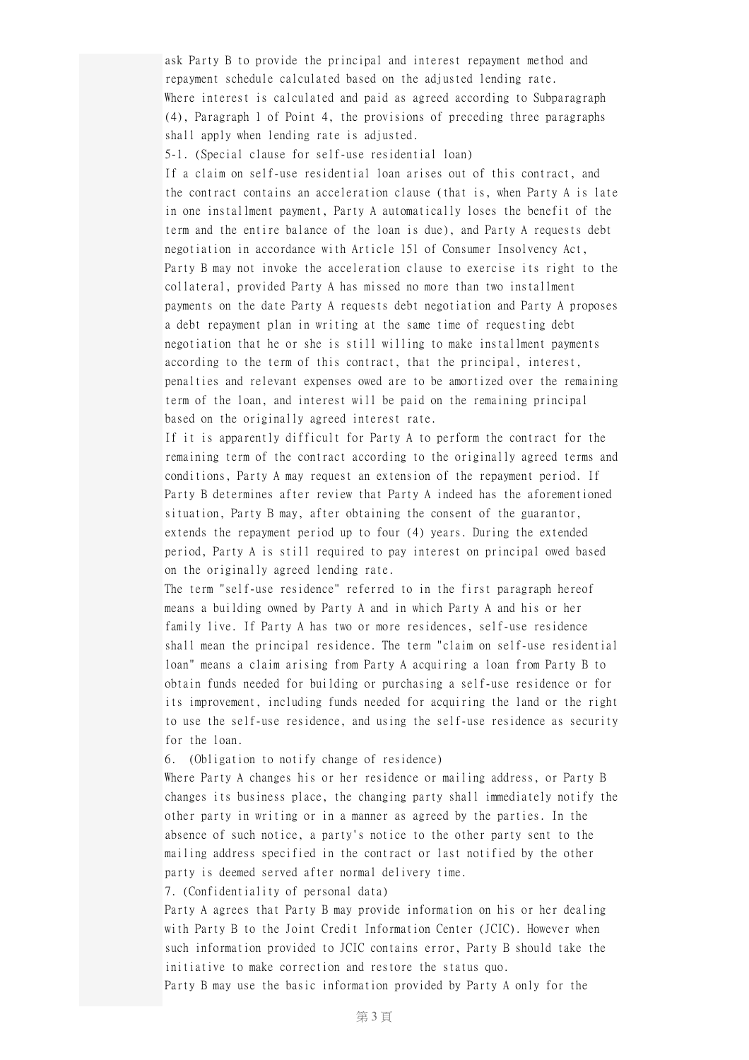ask Party B to provide the principal and interest repayment method and repayment schedule calculated based on the adjusted lending rate.

Where interest is calculated and paid as agreed according to Subparagraph (4), Paragraph 1 of Point 4, the provisions of preceding three paragraphs shall apply when lending rate is adjusted.

5-1. (Special clause for self-use residential loan)

If a claim on self-use residential loan arises out of this contract, and the contract contains an acceleration clause (that is, when Party A is late in one installment payment, Party A automatically loses the benefit of the term and the entire balance of the loan is due), and Party A requests debt negotiation in accordance with Article 151 of Consumer Insolvency Act, Party B may not invoke the acceleration clause to exercise its right to the collateral, provided Party A has missed no more than two installment payments on the date Party A requests debt negotiation and Party A proposes a debt repayment plan in writing at the same time of requesting debt negotiation that he or she is still willing to make installment payments according to the term of this contract, that the principal, interest, penalties and relevant expenses owed are to be amortized over the remaining term of the loan, and interest will be paid on the remaining principal based on the originally agreed interest rate.

If it is apparently difficult for Party A to perform the contract for the remaining term of the contract according to the originally agreed terms and conditions, Party A may request an extension of the repayment period. If Party B determines after review that Party A indeed has the aforementioned situation, Party B may, after obtaining the consent of the guarantor, extends the repayment period up to four (4) years. During the extended period, Party A is still required to pay interest on principal owed based on the originally agreed lending rate.

The term "self-use residence" referred to in the first paragraph hereof means a building owned by Party A and in which Party A and his or her family live. If Party A has two or more residences, self-use residence shall mean the principal residence. The term "claim on self-use residential loan" means a claim arising from Party A acquiring a loan from Party B to obtain funds needed for building or purchasing a self-use residence or for its improvement, including funds needed for acquiring the land or the right to use the self-use residence, and using the self-use residence as security for the loan.

6. (Obligation to notify change of residence)

Where Party A changes his or her residence or mailing address, or Party B changes its business place, the changing party shall immediately notify the other party in writing or in a manner as agreed by the parties. In the absence of such notice, a party's notice to the other party sent to the mailing address specified in the contract or last notified by the other party is deemed served after normal delivery time.

7. (Confidentiality of personal data)

Party A agrees that Party B may provide information on his or her dealing with Party B to the Joint Credit Information Center (JCIC). However when such information provided to JCIC contains error, Party B should take the initiative to make correction and restore the status quo.

Party B may use the basic information provided by Party A only for the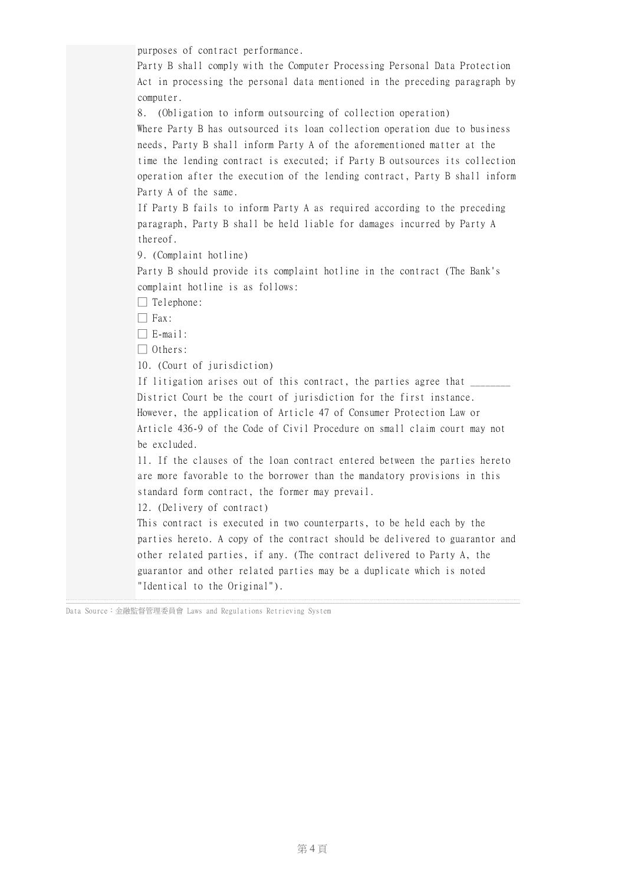purposes of contract performance.

Party B shall comply with the Computer Processing Personal Data Protection Act in processing the personal data mentioned in the preceding paragraph by computer.

8. (Obligation to inform outsourcing of collection operation)

Where Party B has outsourced its loan collection operation due to business needs, Party B shall inform Party A of the aforementioned matter at the time the lending contract is executed; if Party B outsources its collection operation after the execution of the lending contract, Party B shall inform Party A of the same.

If Party B fails to inform Party A as required according to the preceding paragraph, Party B shall be held liable for damages incurred by Party A thereof.

9. (Complaint hotline)

Party B should provide its complaint hotline in the contract (The Bank's complaint hotline is as follows:

☐ Telephone:

☐ Fax:

☐ E-mail:

☐ Others:

10. (Court of jurisdiction)

If litigation arises out of this contract, the parties agree that _______ District Court be the court of jurisdiction for the first instance. However, the application of Article 47 of Consumer Protection Law or Article 436-9 of the Code of Civil Procedure on small claim court may not be excluded.

11. If the clauses of the loan contract entered between the parties hereto are more favorable to the borrower than the mandatory provisions in this standard form contract, the former may prevail.

12. (Delivery of contract)

This contract is executed in two counterparts, to be held each by the parties hereto. A copy of the contract should be delivered to guarantor and other related parties, if any. (The contract delivered to Party A, the guarantor and other related parties may be a duplicate which is noted "Identical to the Original").

Data Source：金融監督管理委員會 Laws and Regulations Retrieving System